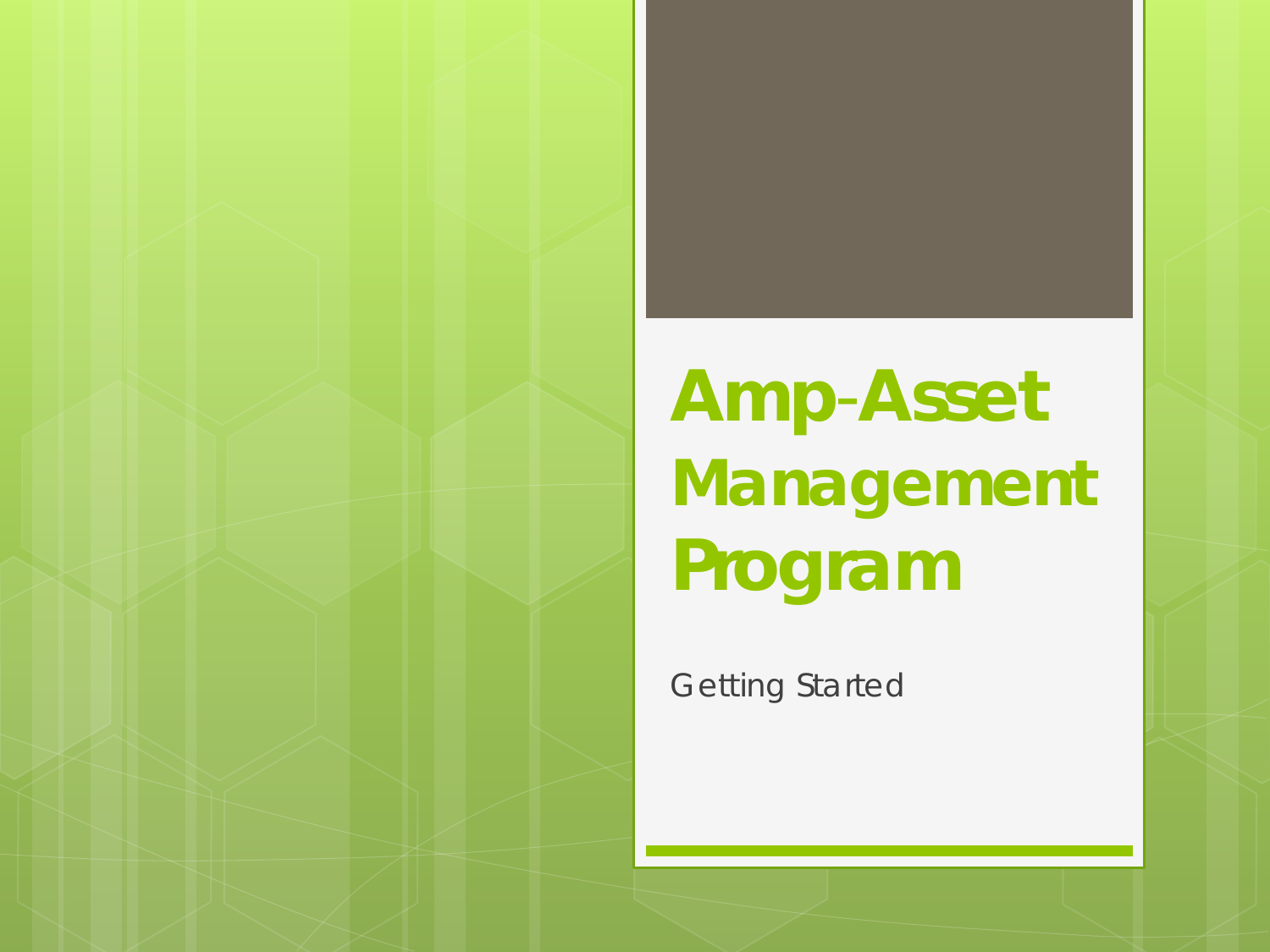# Amp-Asset Management Program

Getting Started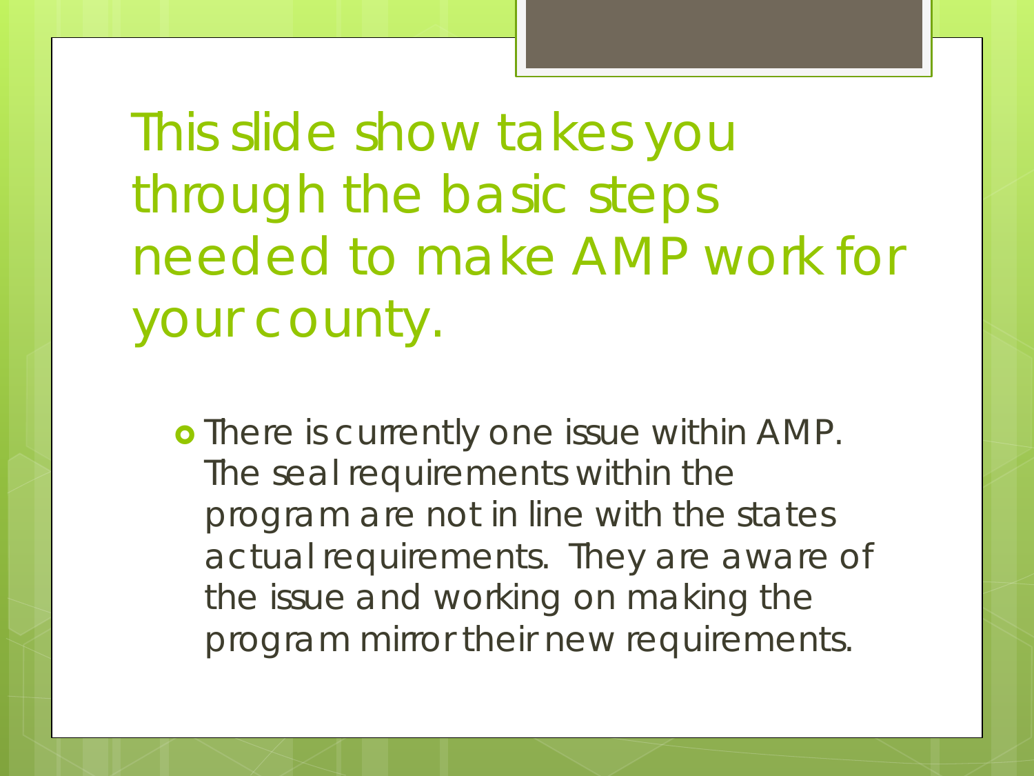# This slide show takes you through the basic steps needed to make AMP work for your county.

- There is currently one issue within AMP. The seal requirements within the program are not in line with the states actual requirements. They are aware of the issue and working on making the program mirror their new requirements.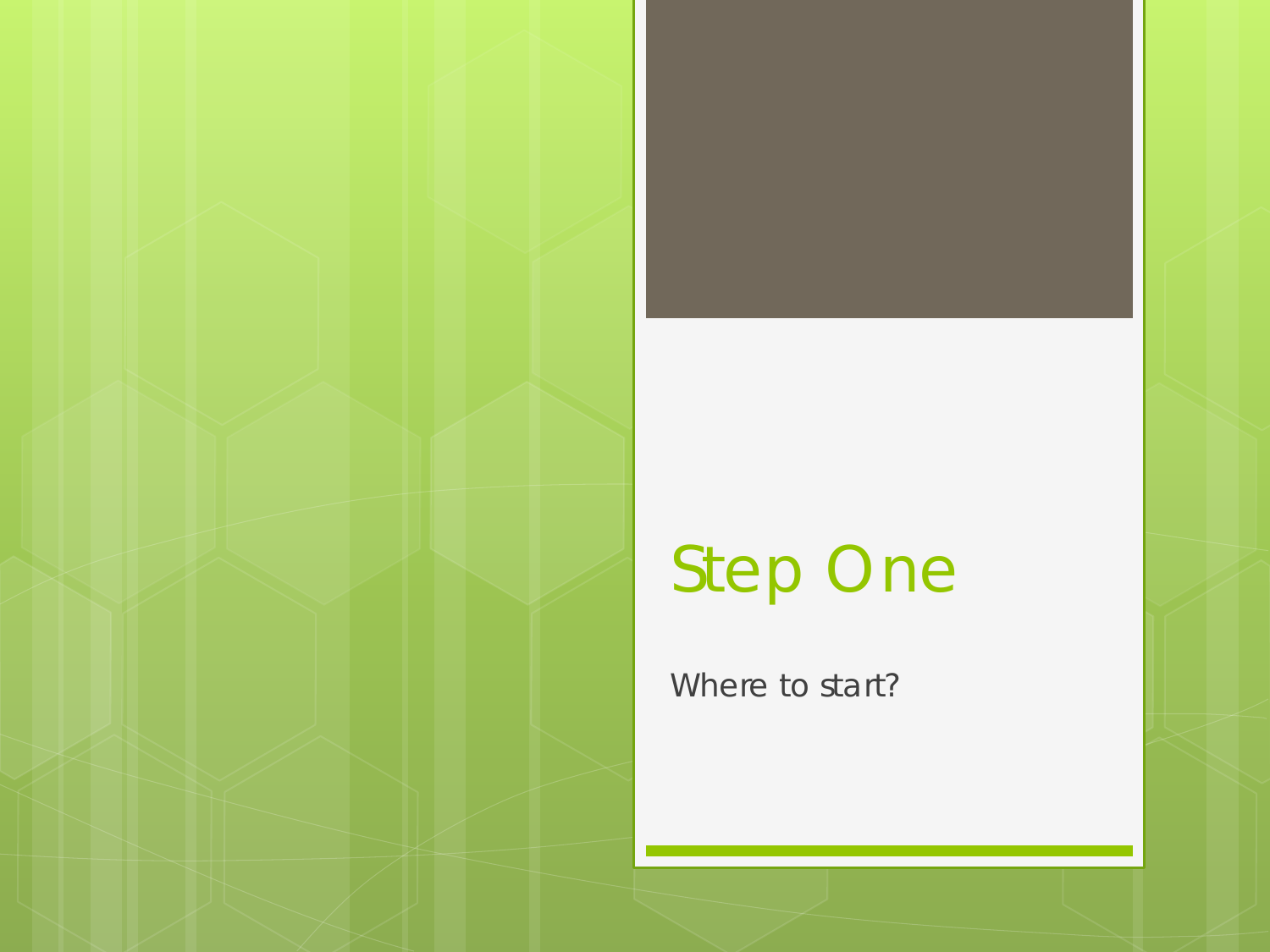# Step One

Where to start?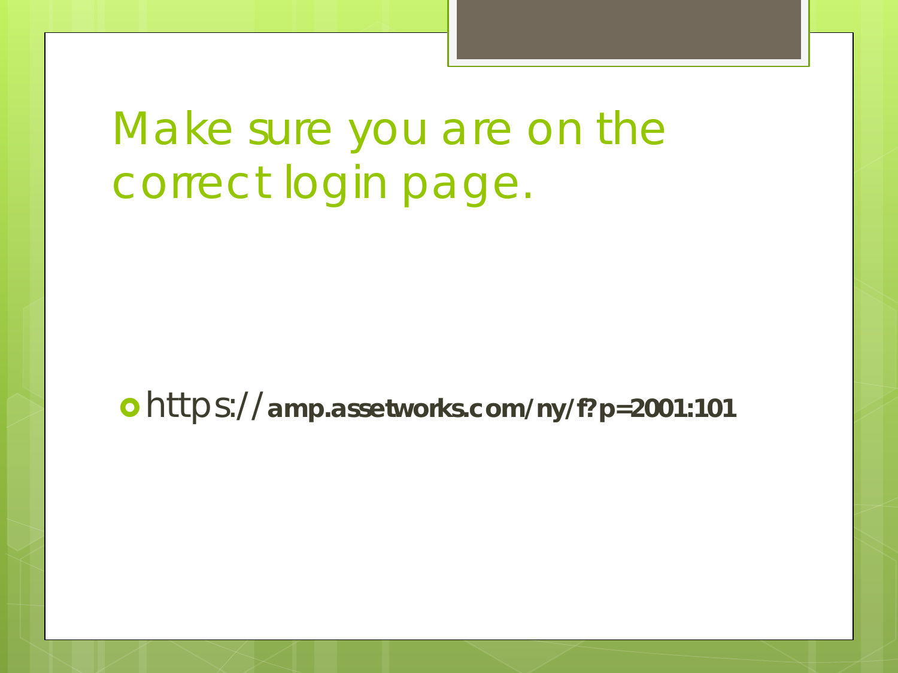# Make sure you are on the correct login page.

- https://**amp.assetworks.com/ny/f?p=2001:101**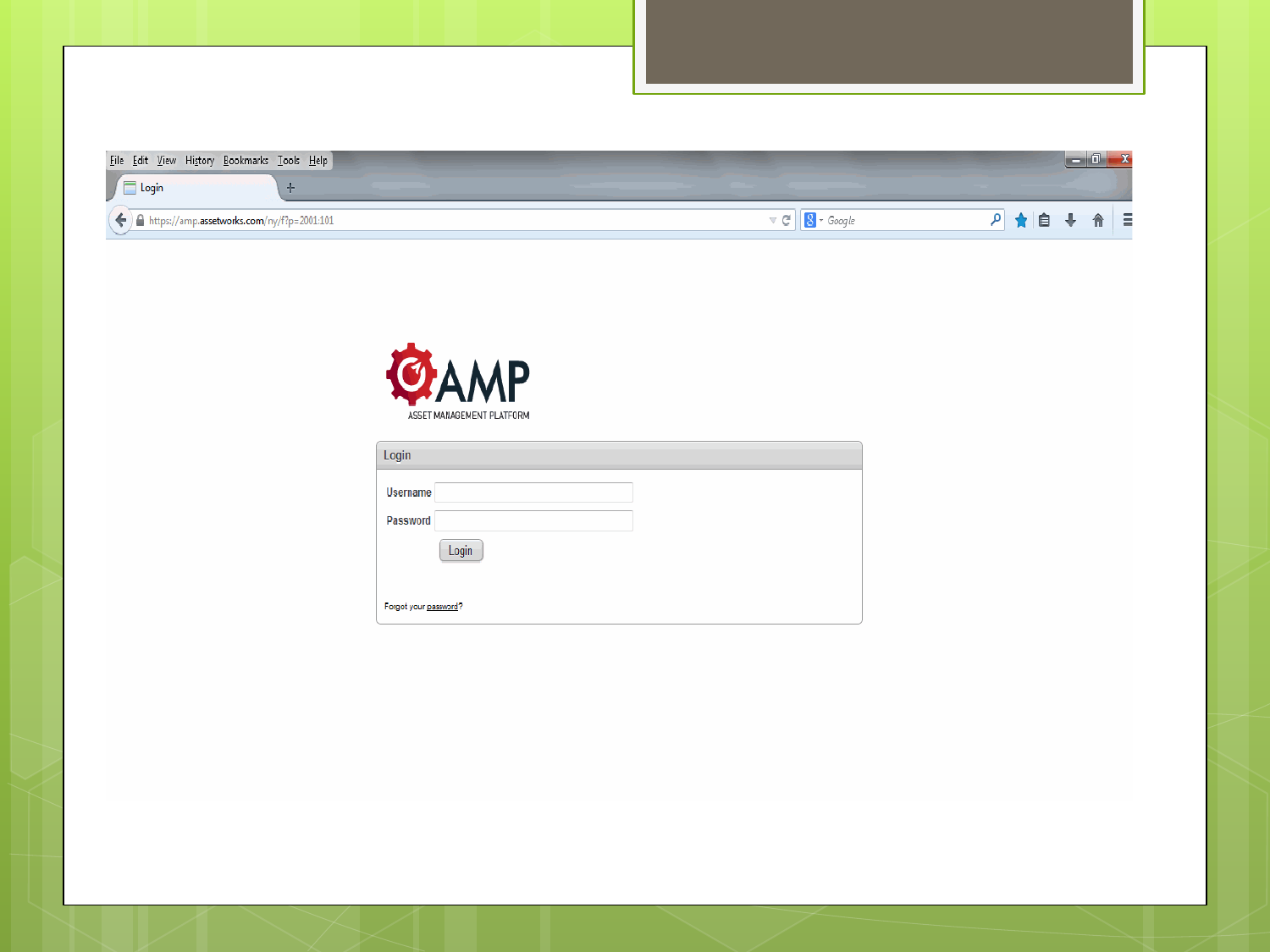File Edit View History Bookmarks Tools Help

Login

https://amp.assetworks.com/ny/f?p=2001:101

AMP

ASSET MANAGEMENT PLATFORM

Login

Username

Password

Login

Forgot your password?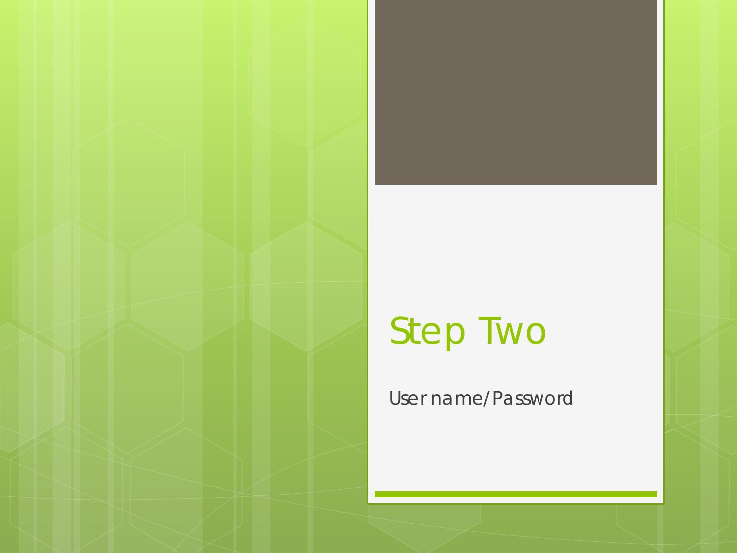# Step Two

User name/Password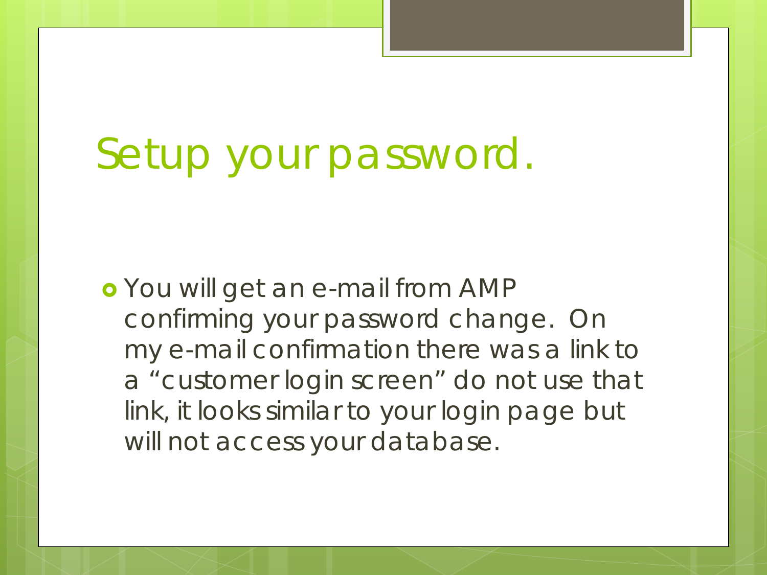# Setup your password.

- You will get an e-mail from AMP confirming your password change. On my e-mail confirmation there was a link to a "customer login screen" do not use that link, it looks similar to your login page but will not access your database.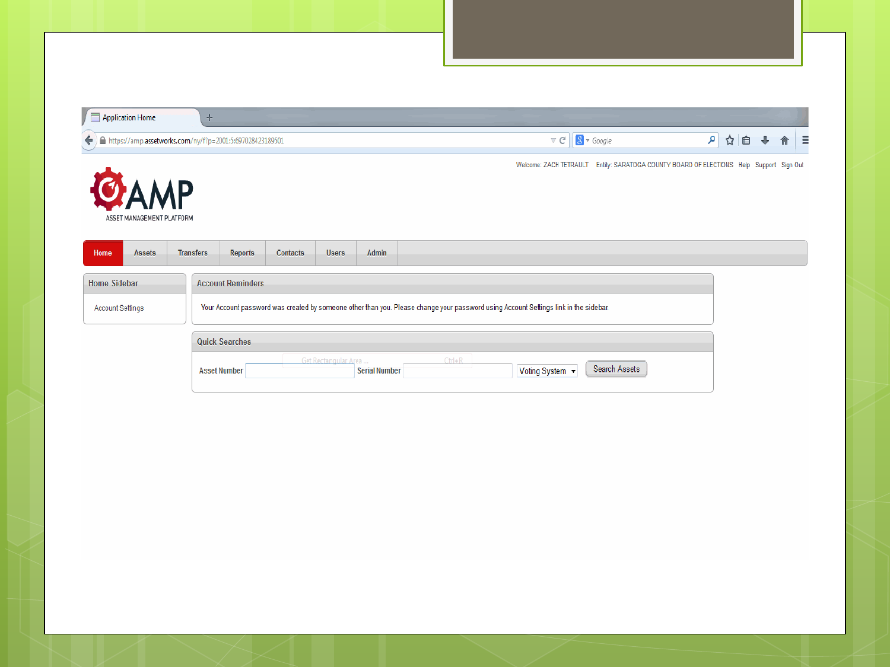Application Home

https://amp.assetworks.com/ny/f?p=2001:5:697028423189501

Welcome: ZACH TETRAULT Entity: SARATOGA COUNTY BOARD OF ELECTIONS Help Support Sign Out

AMP

ASSET MANAGEMENT PLATFORM

Home | Assets | Transfers | Reports | Contacts | Users | Admin

**Home Sidebar**

Account Settings

**Account Reminders**

Your Account password was created by someone other than you. Please change your password using Account Settings link in the sidebar.

**Quick Searches**

Asset Number | Serial Number | Voting System | Search Assets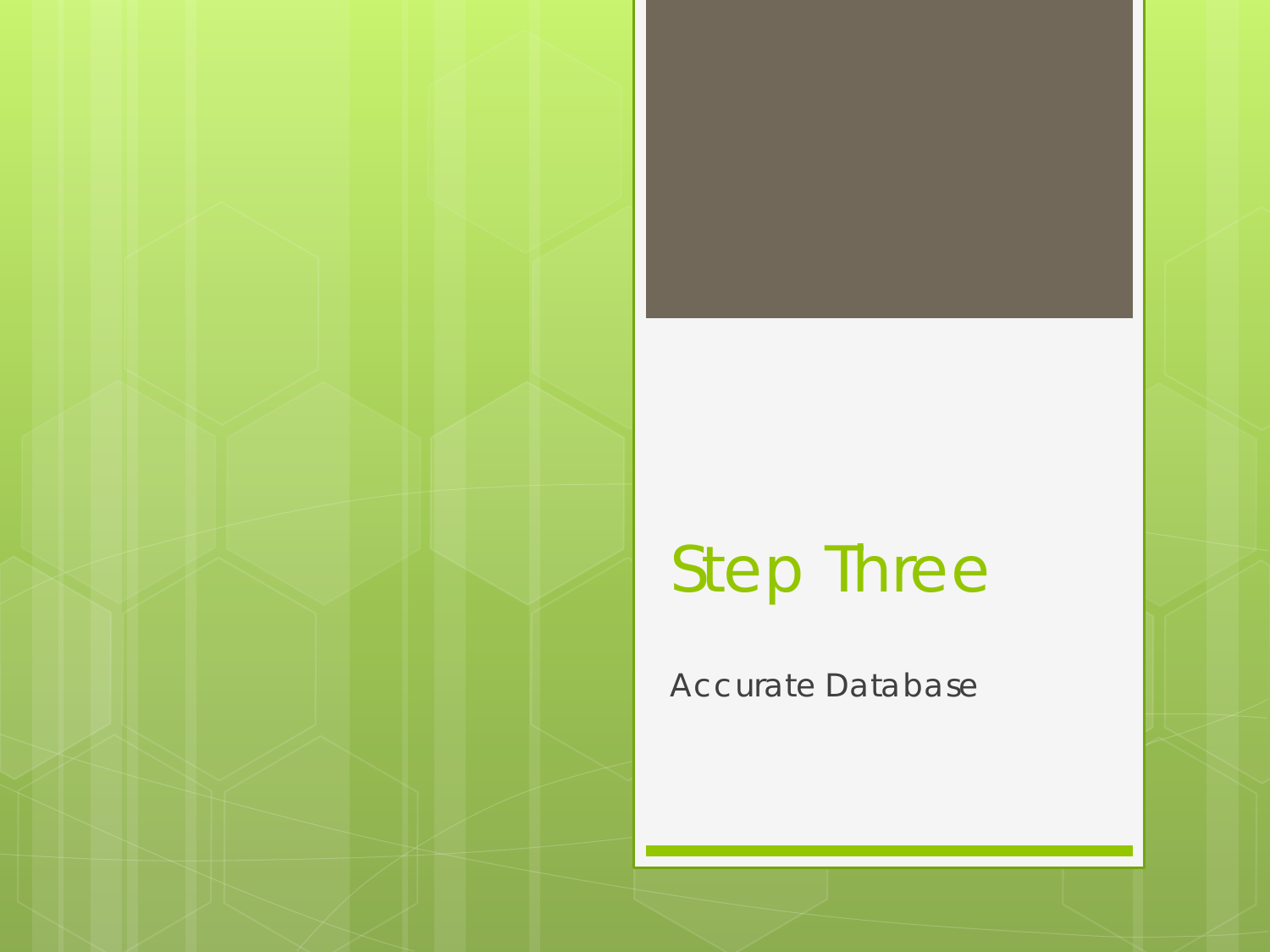# Step Three

Accurate Database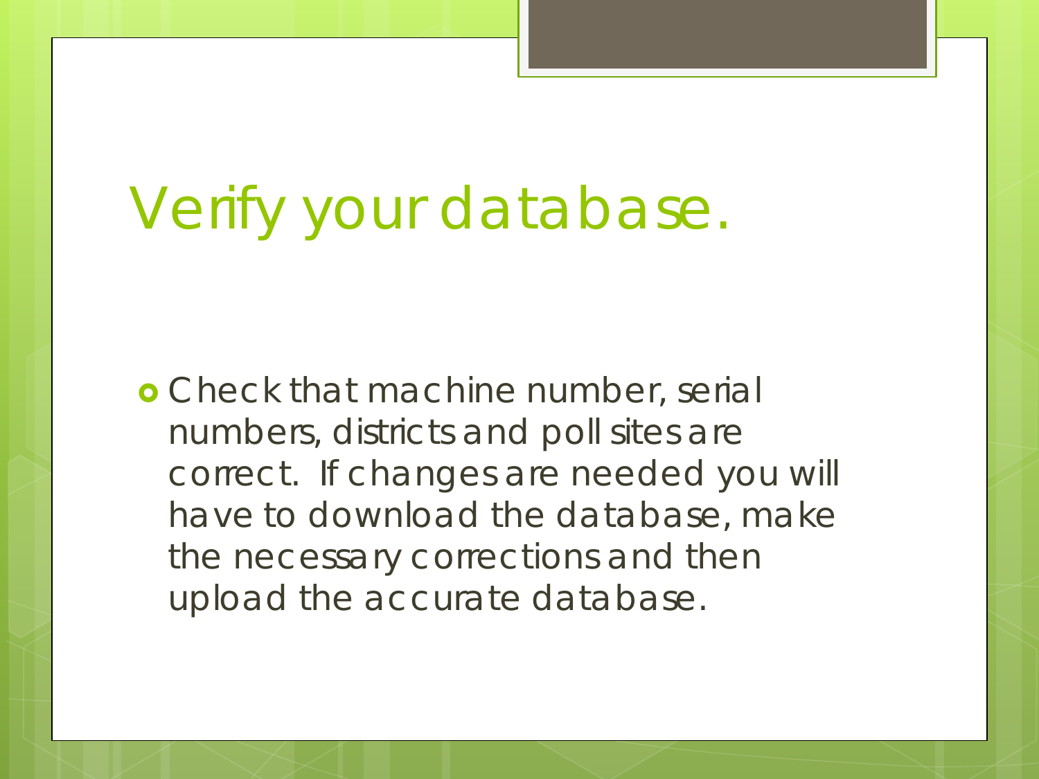# Verify your database.

- Check that machine number, serial numbers, districts and poll sites are correct. If changes are needed you will have to download the database, make the necessary corrections and then upload the accurate database.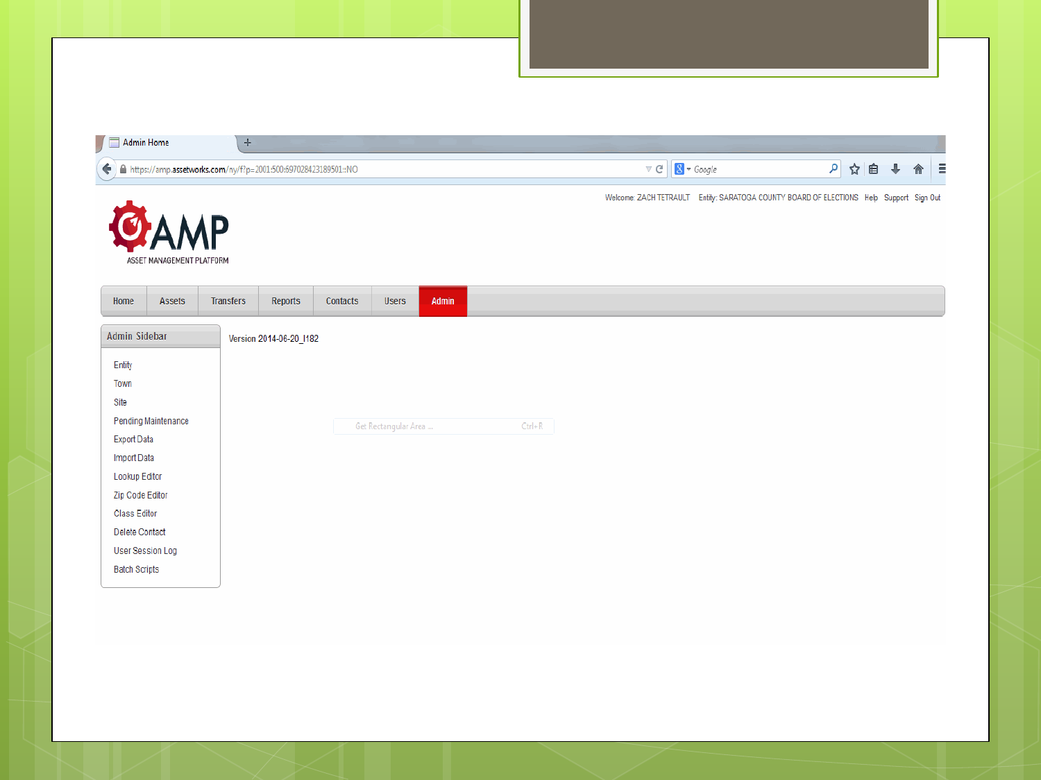Admin Home

https://amp.assetworks.com/ny/f?p=2001:500:697028423189501::NO

Welcome: ZACH TETRAULT Entity: SARATOGA COUNTY BOARD OF ELECTIONS Help Support Sign Out

AMP

ASSET MANAGEMENT PLATFORM

Home | Assets | Transfers | Reports | Contacts | Users | Admin

**Admin Sidebar**

- Entity
- Town
- Site
- Pending Maintenance
- Export Data
- Import Data
- Lookup Editor
- Zip Code Editor
- Class Editor
- Delete Contact
- User Session Log
- Batch Scripts

Version 2014-06-20_I182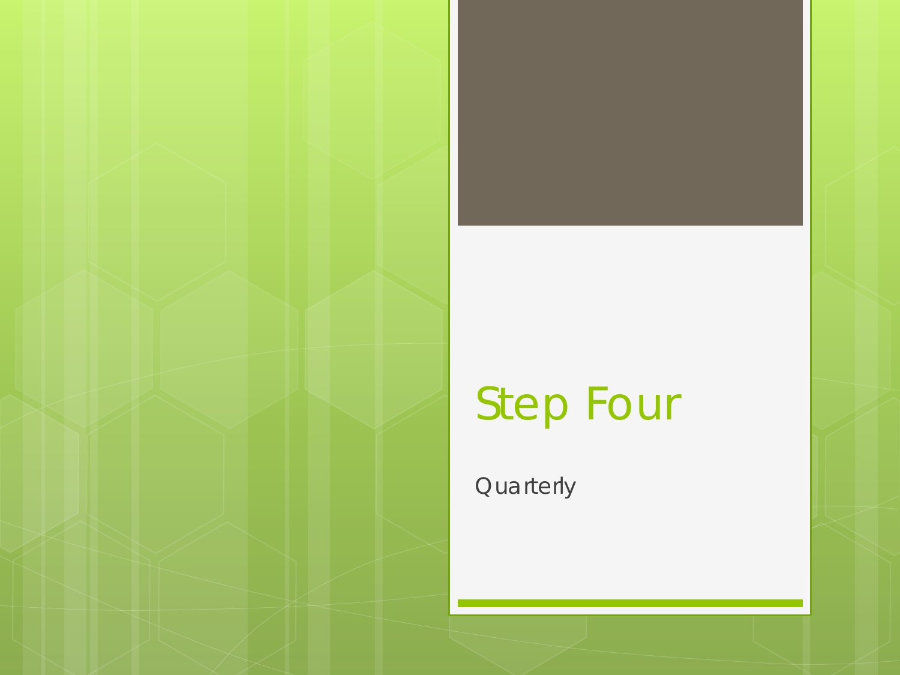# Step Four

Quarterly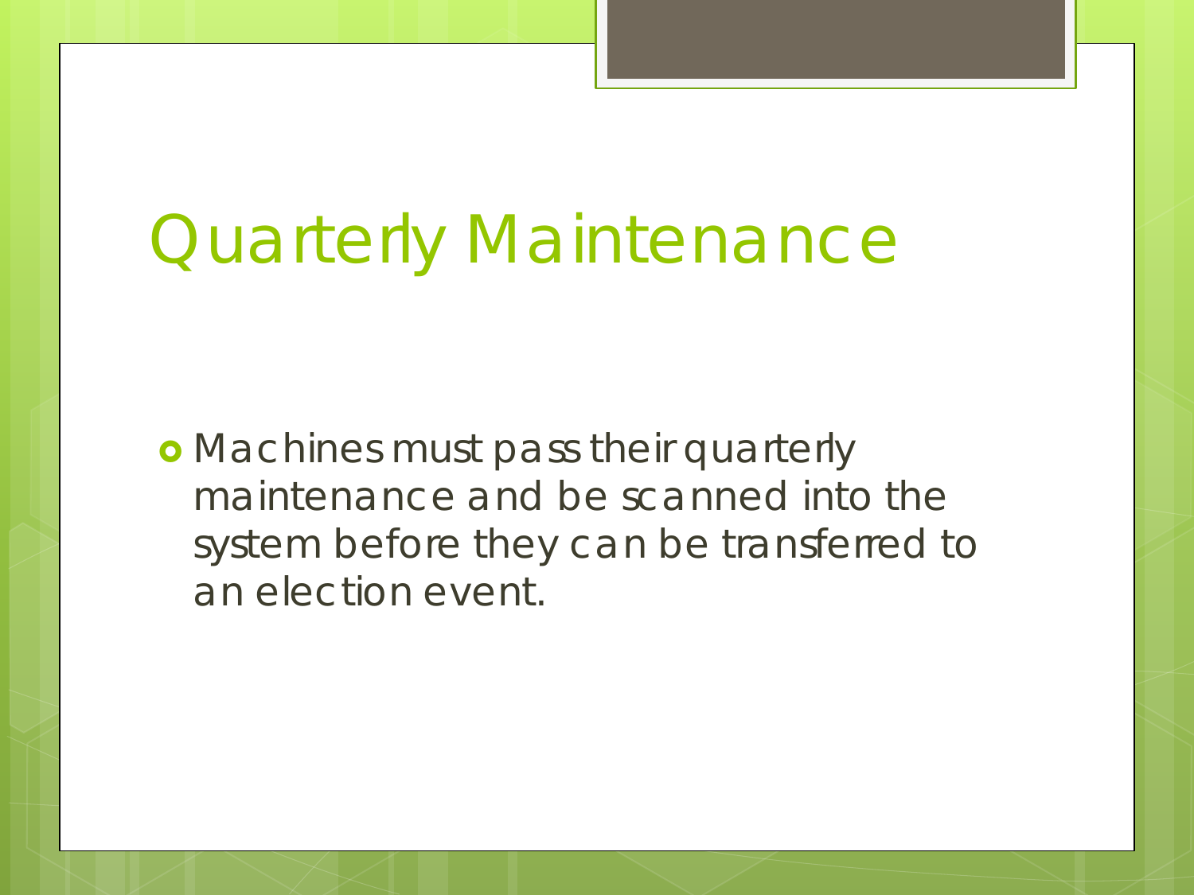# Quarterly Maintenance

- Machines must pass their quarterly maintenance and be scanned into the system before they can be transferred to an election event.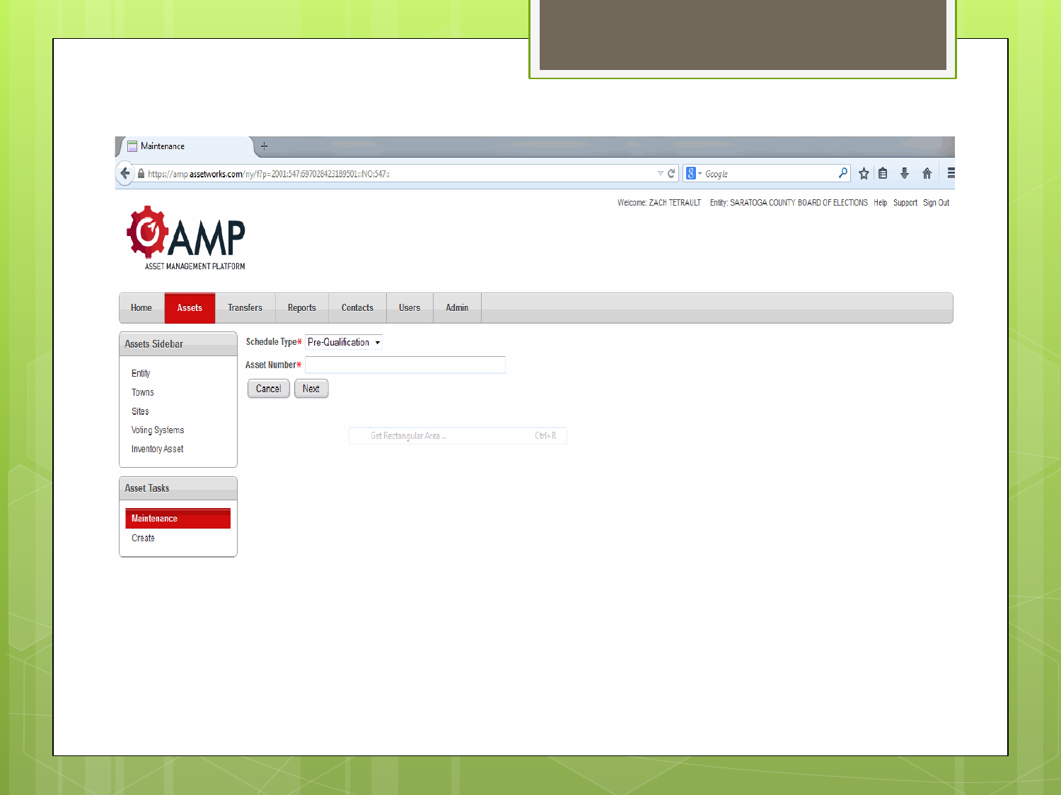Maintenance

https://amp.assetworks.com/ny/f?p=2001:547:6970284231895​01::NO:547::

Welcome: ZACH TETRAULT Entity: SARATOGA COUNTY BOARD OF ELECTIONS Help Support Sign Out

AMP

ASSET MANAGEMENT PLATFORM

Home | Assets | Transfers | Reports | Contacts | Users | Admin

**Assets Sidebar**

- Entity
- Towns
- Sites
- Voting Systems
- Inventory Asset

**Asset Tasks**

- Maintenance
- Create

Schedule Type* Pre-Qualification

Asset Number*

Cancel Next

Get Rectangular Area ... Ctrl+R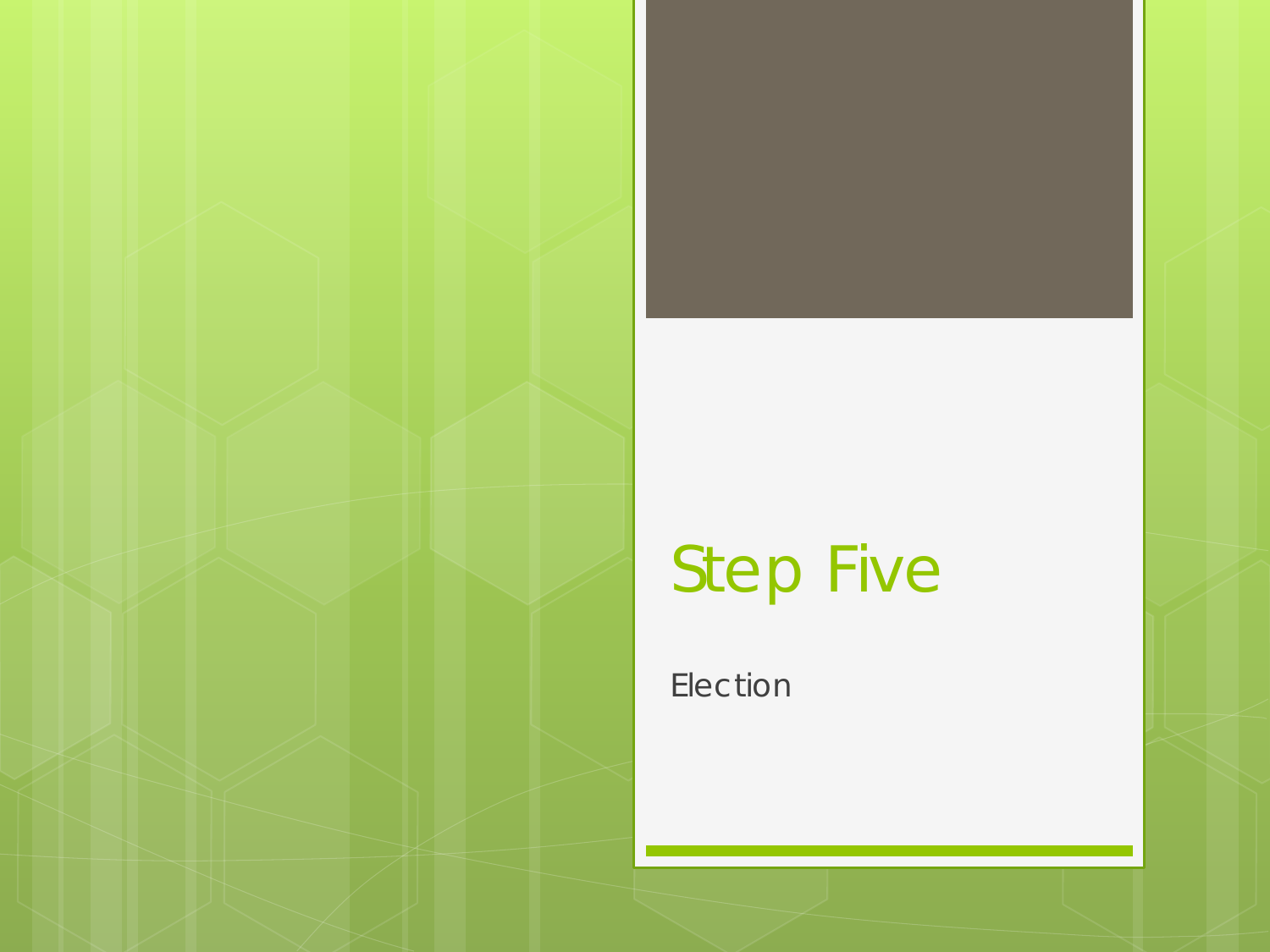# Step Five

Election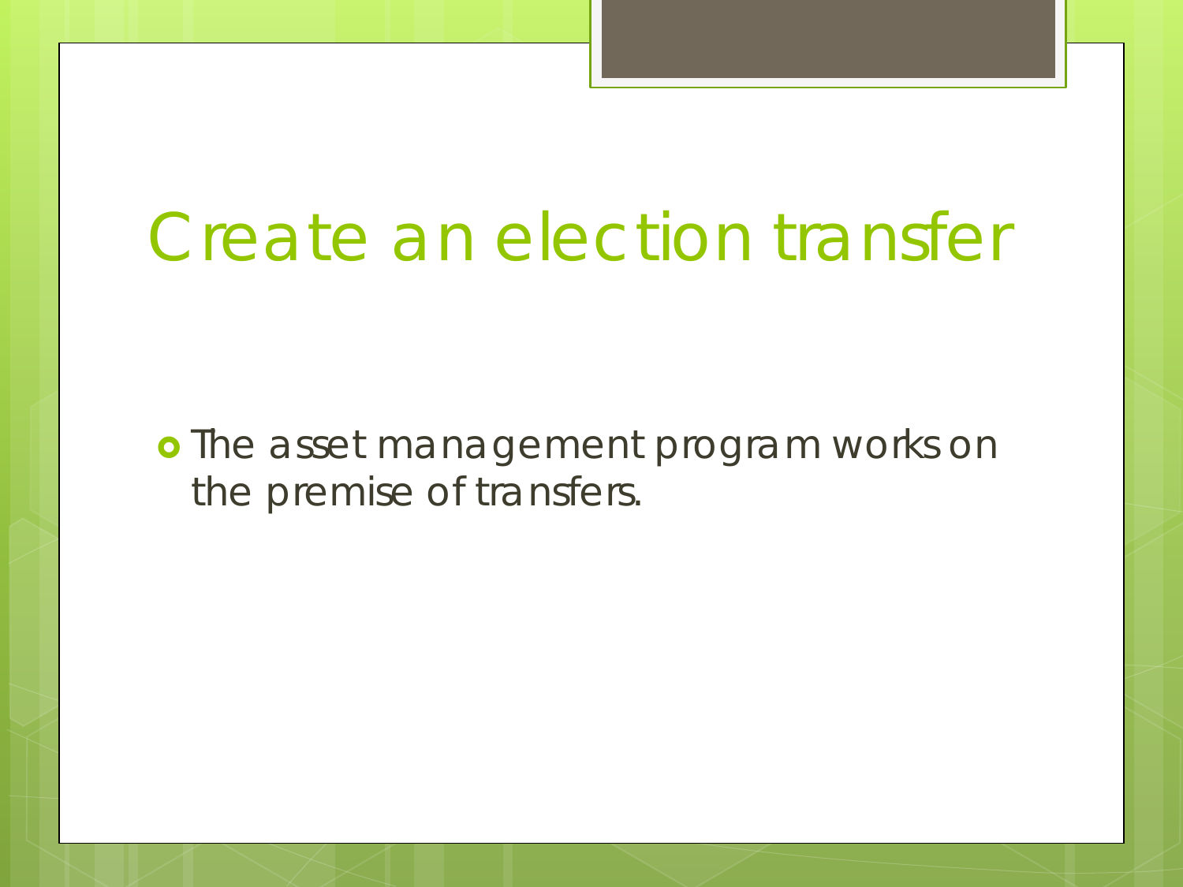# Create an election transfer

- The asset management program works on the premise of transfers.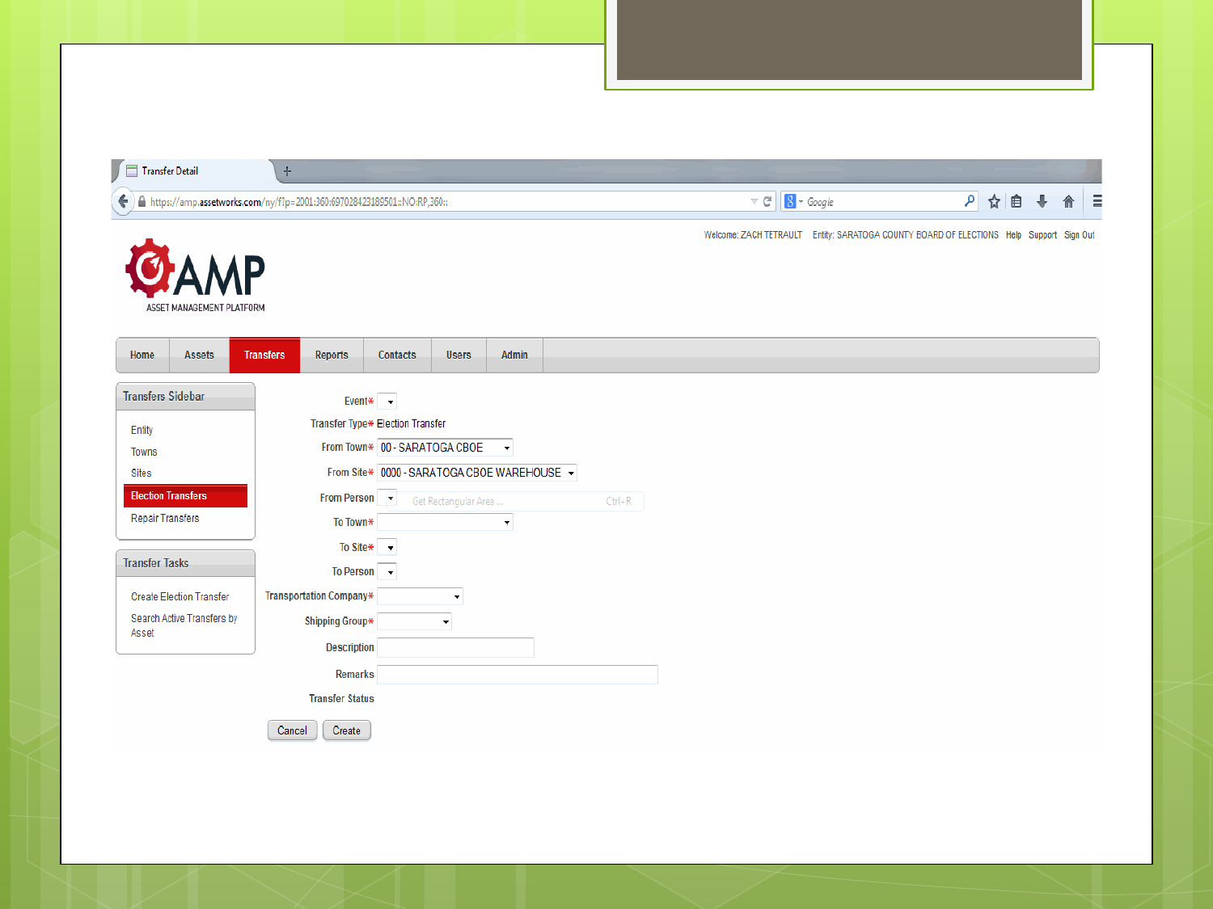Transfer Detail

https://amp.assetworks.com/ny/f?p=2001:360:6970284231895​01::NO:RP,360::

Welcome: ZACH TETRAULT Entity: SARATOGA COUNTY BOARD OF ELECTIONS Help Support Sign Out

AMP
ASSET MANAGEMENT PLATFORM

Home | Assets | Transfers | Reports | Contacts | Users | Admin

**Transfers Sidebar**

- Entity
- Towns
- Sites
- Election Transfers
- Repair Transfers

**Transfer Tasks**

- Create Election Transfer
- Search Active Transfers by Asset

Event*

Transfer Type* Election Transfer

From Town* 00 - SARATOGA CBOE

From Site* 0000 - SARATOGA CBOE WAREHOUSE

From Person

To Town*

To Site*

To Person

Transportation Company*

Shipping Group*

Description

Remarks

Transfer Status

Cancel | Create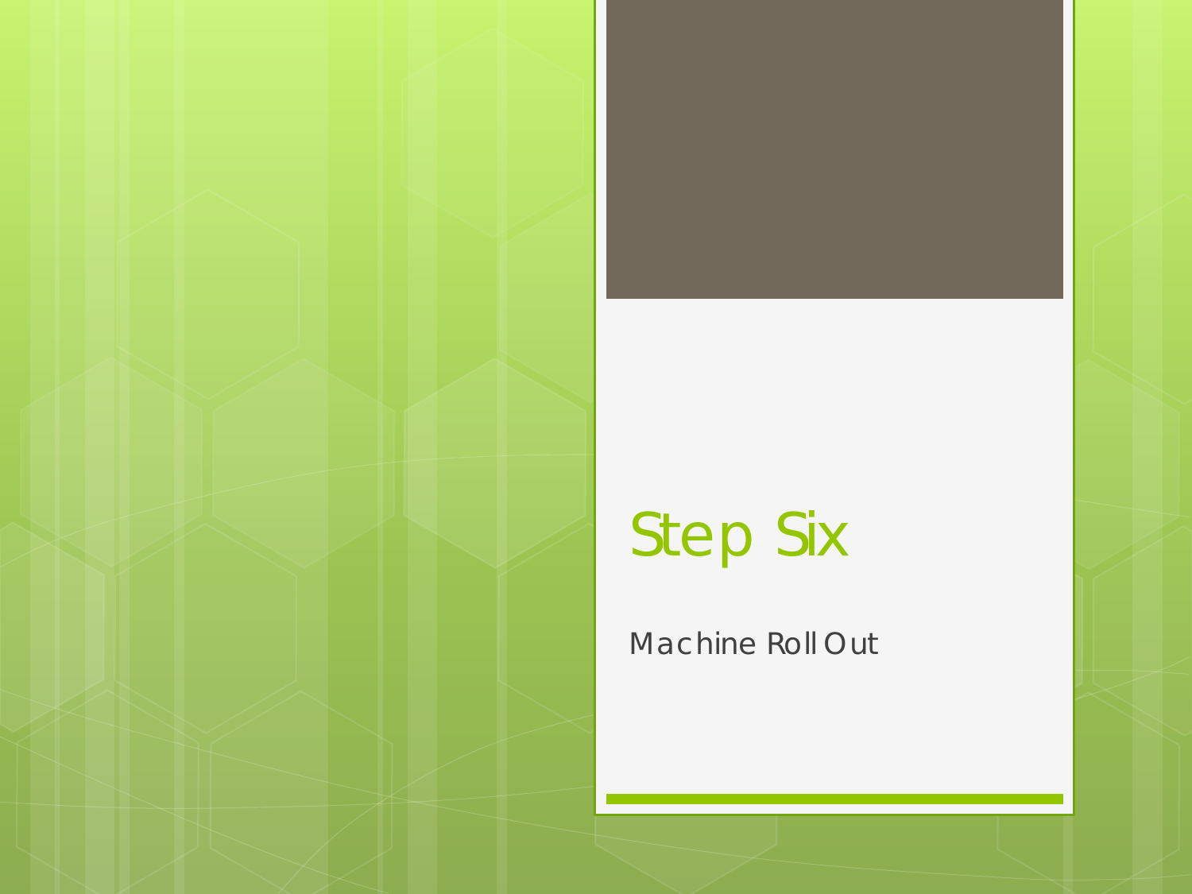# Step Six

Machine Roll Out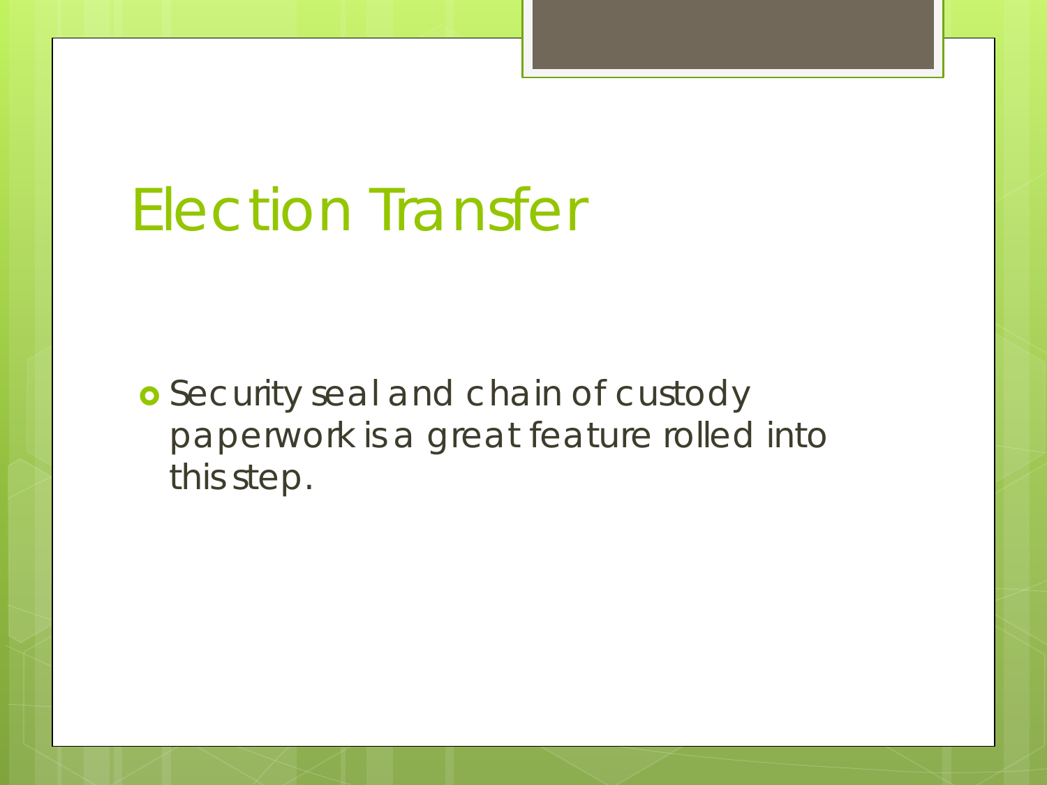# Election Transfer

- Security seal and chain of custody paperwork is a great feature rolled into this step.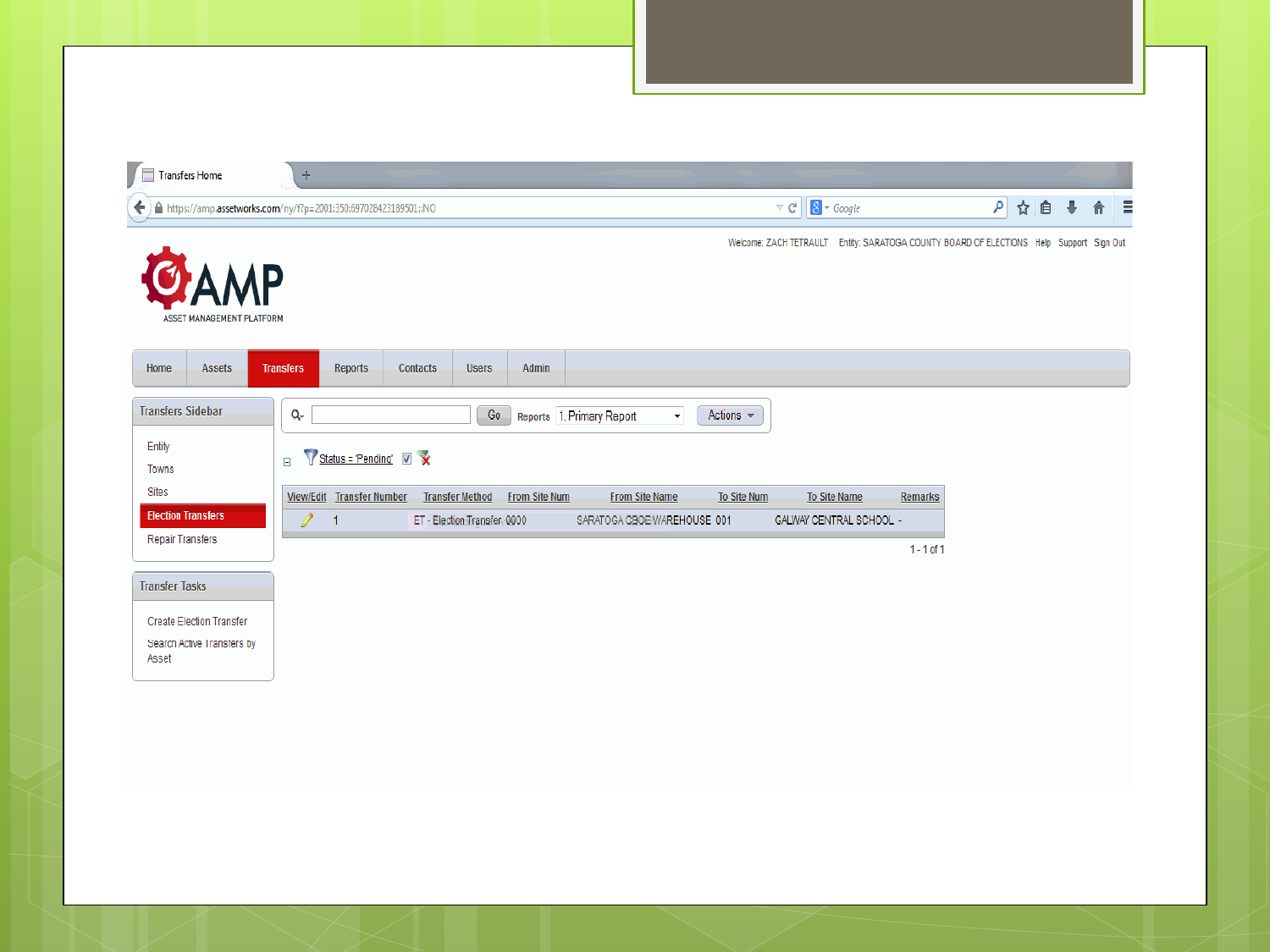Transfers Home

https://amp.assetworks.com/ny/f?p=2001:350:697028423189501::NO

Welcome: ZACH TETRAULT Entity: SARATOGA COUNTY BOARD OF ELECTIONS Help Support Sign Out

AMP
ASSET MANAGEMENT PLATFORM

Home | Assets | Transfers | Reports | Contacts | Users | Admin

**Transfers Sidebar**

- Entity
- Towns
- Sites
- Election Transfers
- Repair Transfers

**Transfer Tasks**

- Create Election Transfer
- Search Active Transfers by Asset

Go | Reports 1. Primary Report | Actions

Status = 'Pending'

| View/Edit | Transfer Number | Transfer Method | From Site Num | From Site Name | To Site Num | To Site Name | Remarks |
|---|---|---|---|---|---|---|---|
| | 1 | ET - Election Transfer | 0000 | SARATOGA CBOE WAREHOUSE | 001 | GALWAY CENTRAL SCHOOL | - |

1 - 1 of 1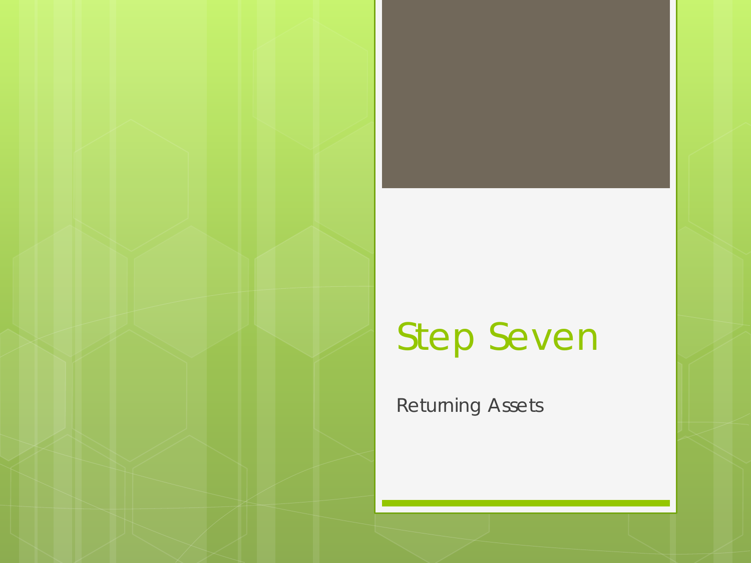# Step Seven

Returning Assets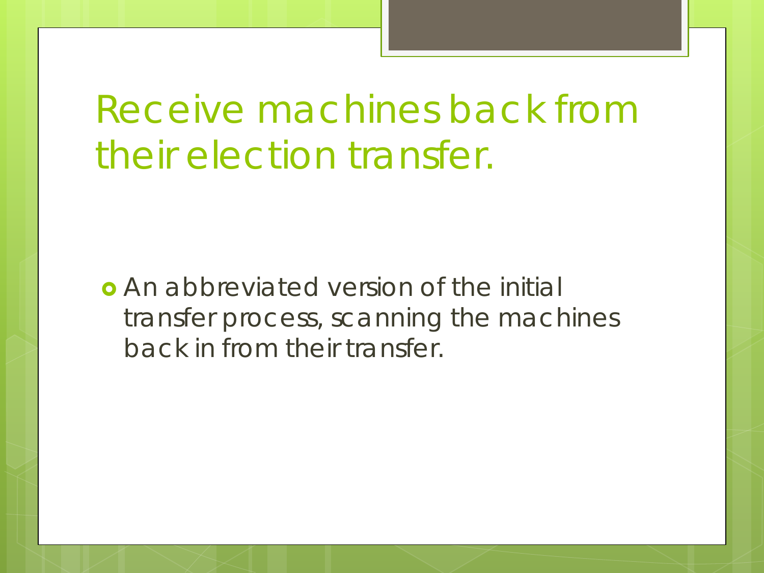# Receive machines back from their election transfer.

- An abbreviated version of the initial transfer process, scanning the machines back in from their transfer.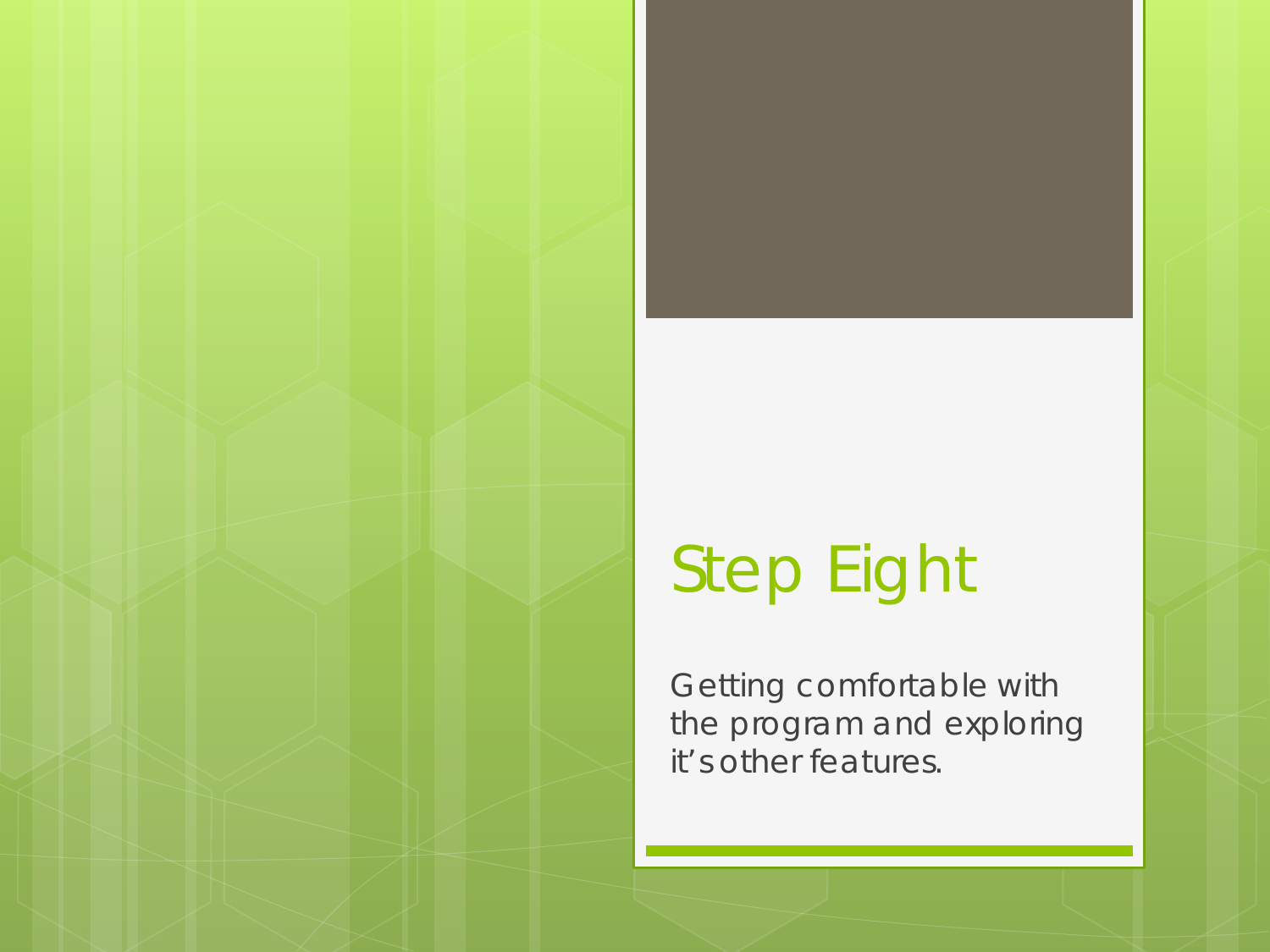# Step Eight

Getting comfortable with the program and exploring it's other features.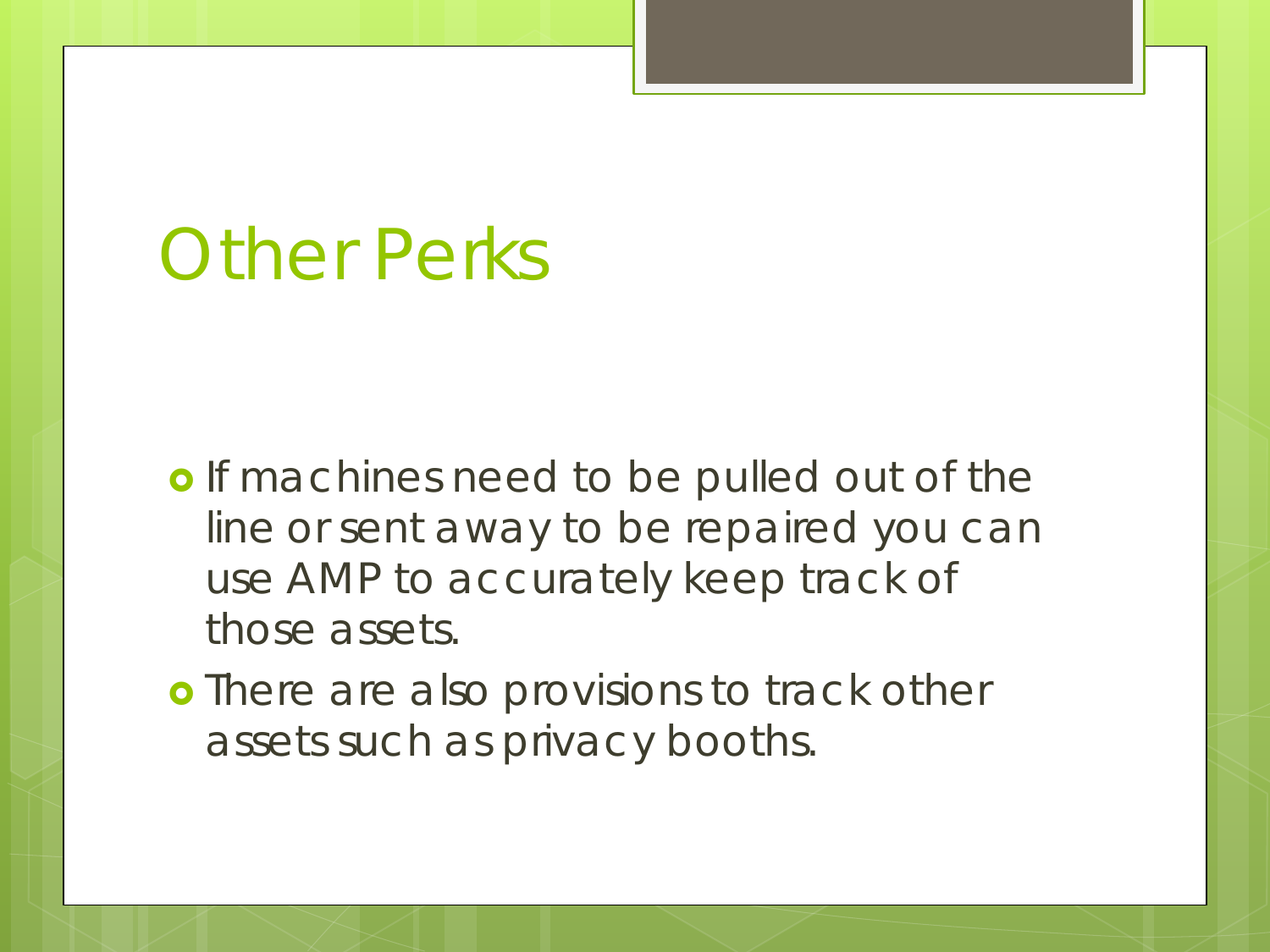# Other Perks

- If machines need to be pulled out of the line or sent away to be repaired you can use AMP to accurately keep track of those assets.
- There are also provisions to track other assets such as privacy booths.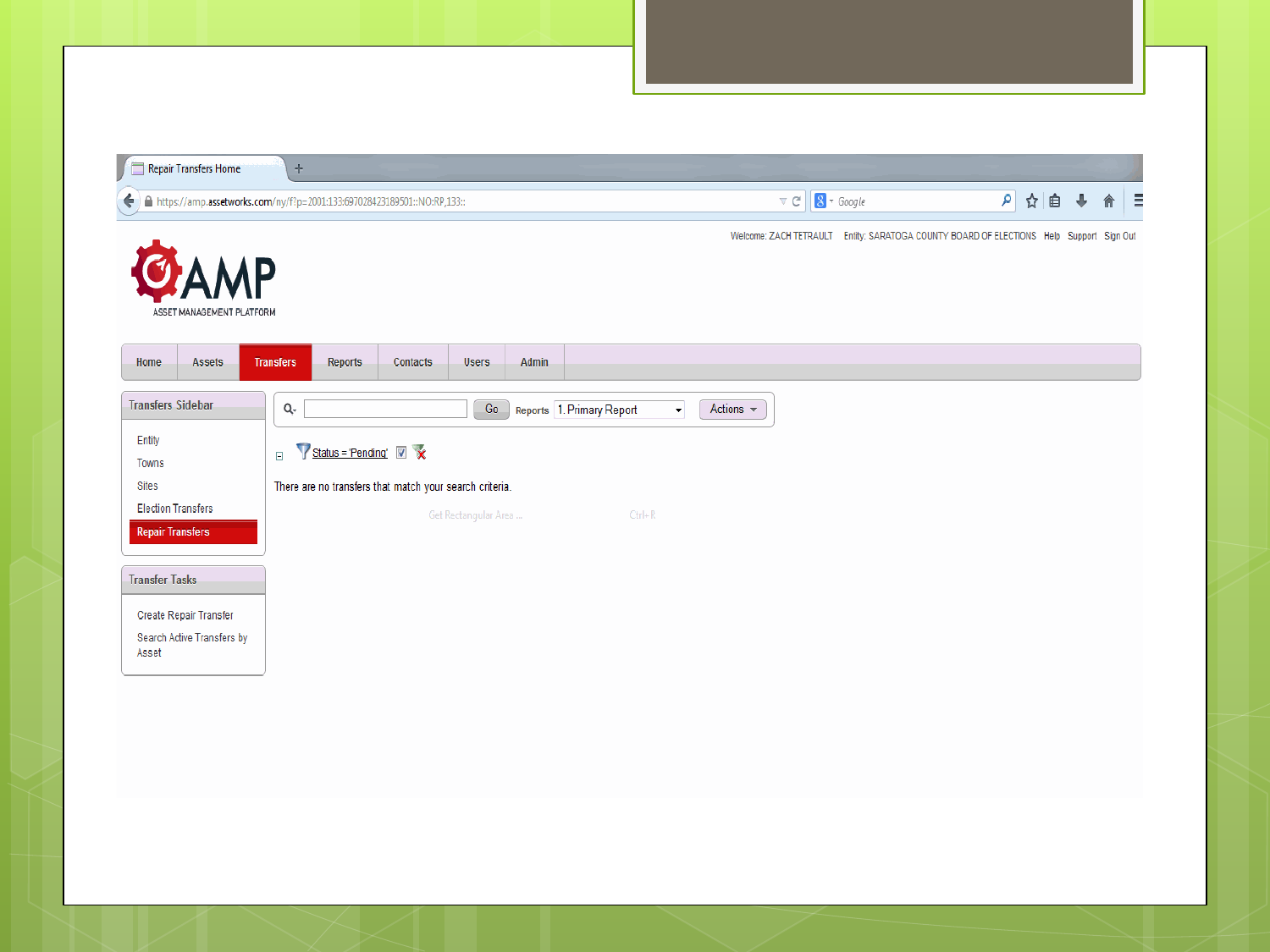Repair Transfers Home

https://amp.assetworks.com/ny/f?p=2001:133:697028423189501::NO:RP,133::

Welcome: ZACH TETRAULT Entity: SARATOGA COUNTY BOARD OF ELECTIONS Help Support Sign Out

AMP

ASSET MANAGEMENT PLATFORM

Home | Assets | Transfers | Reports | Contacts | Users | Admin

**Transfers Sidebar**

- Entity
- Towns
- Sites
- Election Transfers
- Repair Transfers

**Transfer Tasks**

- Create Repair Transfer
- Search Active Transfers by Asset

Go Reports 1. Primary Report Actions

Status = 'Pending'

There are no transfers that match your search criteria.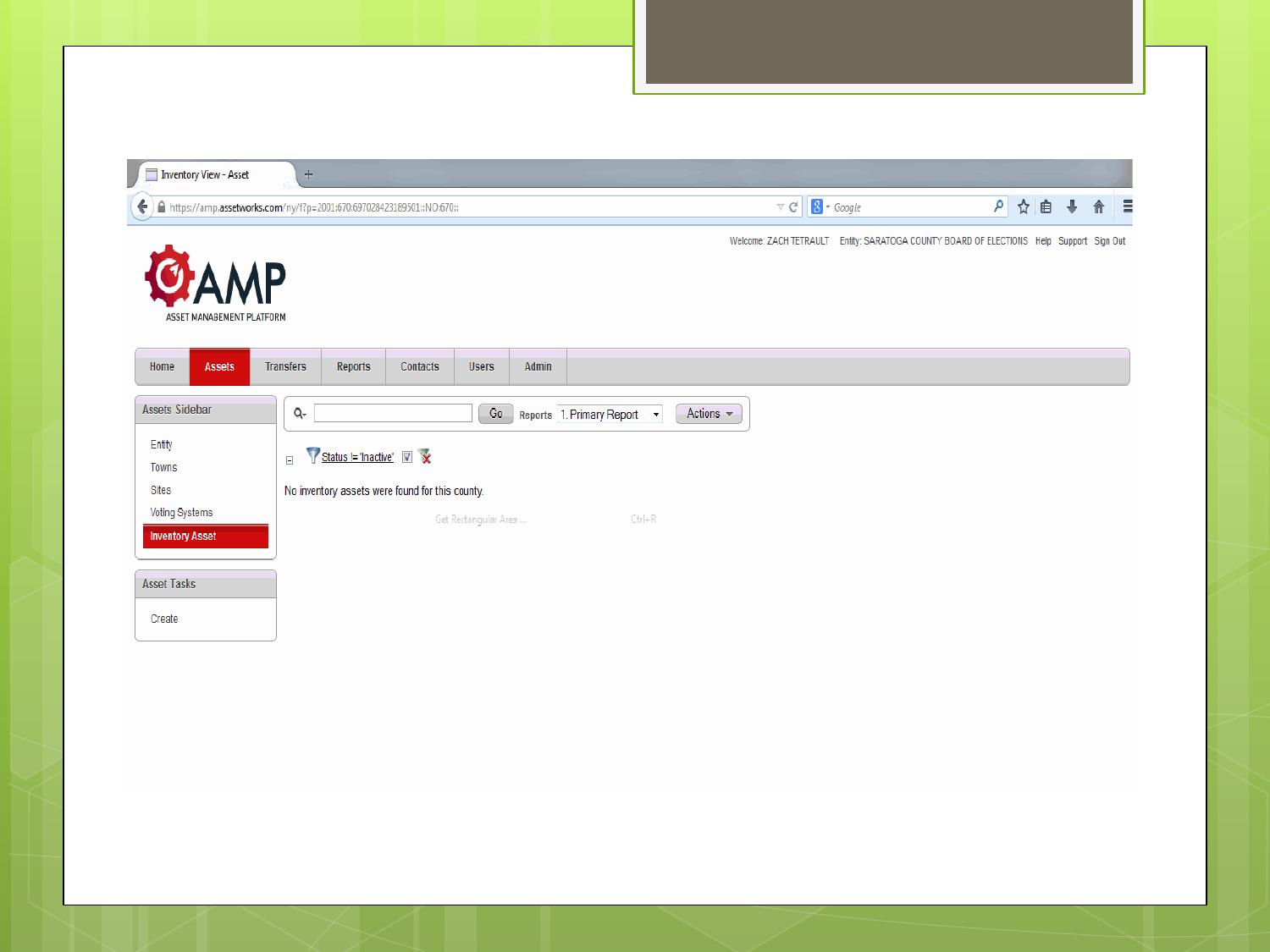Inventory View - Asset

https://amp.assetworks.com/ny/f?p=2001:670:6970284231899501::NO:670::

Welcome: ZACH TETRAULT   Entity: SARATOGA COUNTY BOARD OF ELECTIONS   Help   Support   Sign Out

AMP

ASSET MANAGEMENT PLATFORM

Home | Assets | Transfers | Reports | Contacts | Users | Admin

**Assets Sidebar**

- Entity
- Towns
- Sites
- Voting Systems
- Inventory Asset

**Asset Tasks**

- Create

Go   Reports   1. Primary Report   Actions

Status != 'Inactive'

No inventory assets were found for this county.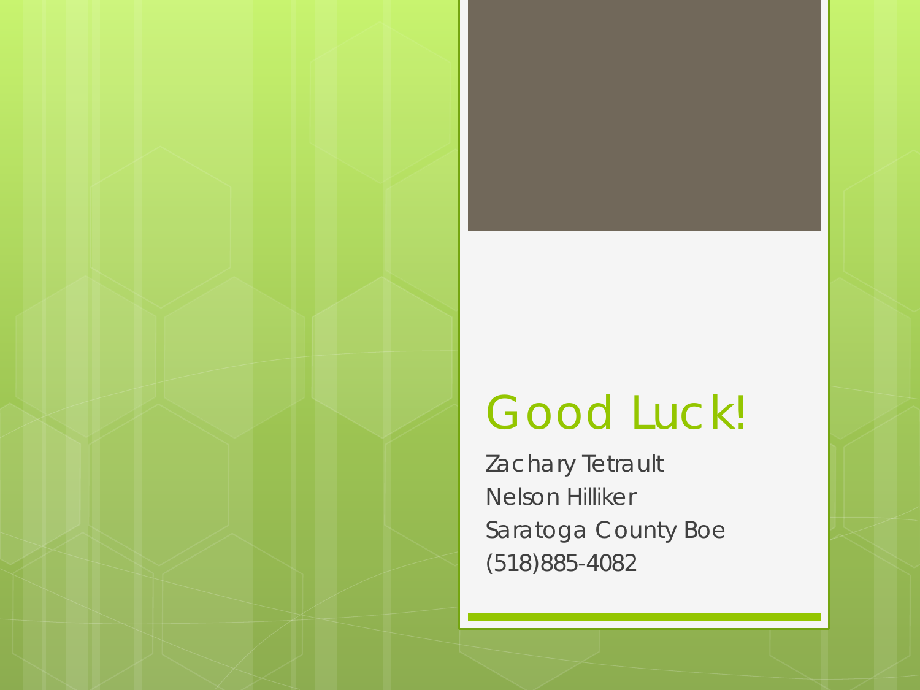# Good Luck!

Zachary Tetrault
Nelson Hilliker
Saratoga County Boe
(518)885-4082